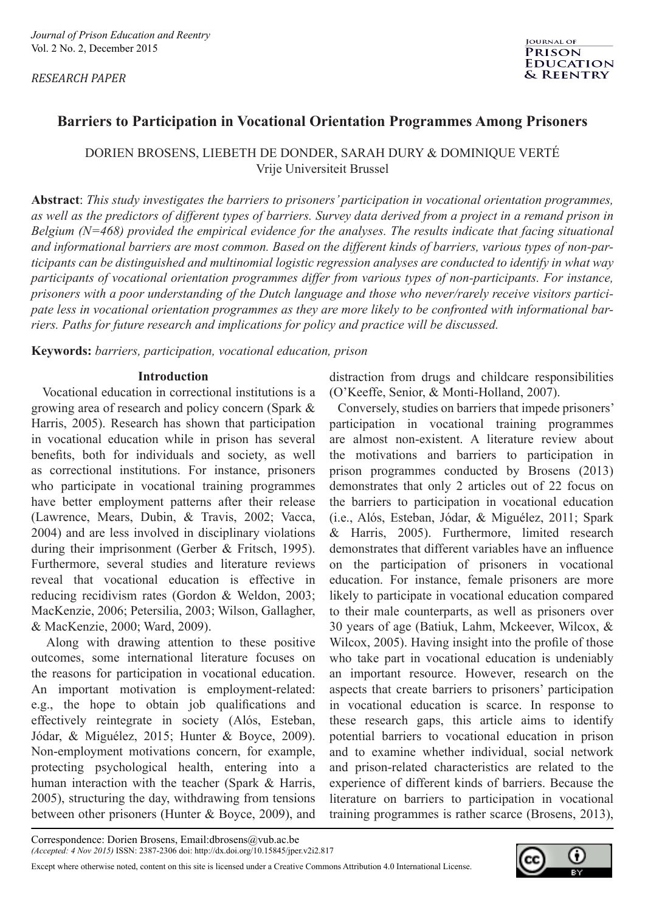*RESEARCH PAPER*

# Barriers to Participation in Vocational Orientation Programmes Among Prisoners

DORIEN BROSENS, LIEBETH DE DONDER, SARAH DURY & DOMINIQUE VERTÉ
Vrije Universiteit Brussel

**Abstract**: *This study investigates the barriers to prisoners' participation in vocational orientation programmes, as well as the predictors of different types of barriers. Survey data derived from a project in a remand prison in Belgium (N=468) provided the empirical evidence for the analyses. The results indicate that facing situational and informational barriers are most common. Based on the different kinds of barriers, various types of non-participants can be distinguished and multinomial logistic regression analyses are conducted to identify in what way participants of vocational orientation programmes differ from various types of non-participants. For instance, prisoners with a poor understanding of the Dutch language and those who never/rarely receive visitors participate less in vocational orientation programmes as they are more likely to be confronted with informational barriers. Paths for future research and implications for policy and practice will be discussed.*

**Keywords:** *barriers, participation, vocational education, prison*

## Introduction

Vocational education in correctional institutions is a growing area of research and policy concern (Spark & Harris, 2005). Research has shown that participation in vocational education while in prison has several benefits, both for individuals and society, as well as correctional institutions. For instance, prisoners who participate in vocational training programmes have better employment patterns after their release (Lawrence, Mears, Dubin, & Travis, 2002; Vacca, 2004) and are less involved in disciplinary violations during their imprisonment (Gerber & Fritsch, 1995). Furthermore, several studies and literature reviews reveal that vocational education is effective in reducing recidivism rates (Gordon & Weldon, 2003; MacKenzie, 2006; Petersilia, 2003; Wilson, Gallagher, & MacKenzie, 2000; Ward, 2009).

Along with drawing attention to these positive outcomes, some international literature focuses on the reasons for participation in vocational education. An important motivation is employment-related: e.g., the hope to obtain job qualifications and effectively reintegrate in society (Alós, Esteban, Jódar, & Miguélez, 2015; Hunter & Boyce, 2009). Non-employment motivations concern, for example, protecting psychological health, entering into a human interaction with the teacher (Spark & Harris, 2005), structuring the day, withdrawing from tensions between other prisoners (Hunter & Boyce, 2009), and distraction from drugs and childcare responsibilities (O'Keeffe, Senior, & Monti-Holland, 2007).

Conversely, studies on barriers that impede prisoners' participation in vocational training programmes are almost non-existent. A literature review about the motivations and barriers to participation in prison programmes conducted by Brosens (2013) demonstrates that only 2 articles out of 22 focus on the barriers to participation in vocational education (i.e., Alós, Esteban, Jódar, & Miguélez, 2011; Spark & Harris, 2005). Furthermore, limited research demonstrates that different variables have an influence on the participation of prisoners in vocational education. For instance, female prisoners are more likely to participate in vocational education compared to their male counterparts, as well as prisoners over 30 years of age (Batiuk, Lahm, Mckeever, Wilcox, & Wilcox, 2005). Having insight into the profile of those who take part in vocational education is undeniably an important resource. However, research on the aspects that create barriers to prisoners' participation in vocational education is scarce. In response to these research gaps, this article aims to identify potential barriers to vocational education in prison and to examine whether individual, social network and prison-related characteristics are related to the experience of different kinds of barriers. Because the literature on barriers to participation in vocational training programmes is rather scarce (Brosens, 2013),

Correspondence: Dorien Brosens, Email:dbrosens@vub.ac.be
*(Accepted: 4 Nov 2015)* ISSN: 2387-2306 doi: http://dx.doi.org/10.15845/jper.v2i2.817

Except where otherwise noted, content on this site is licensed under a Creative Commons Attribution 4.0 International License.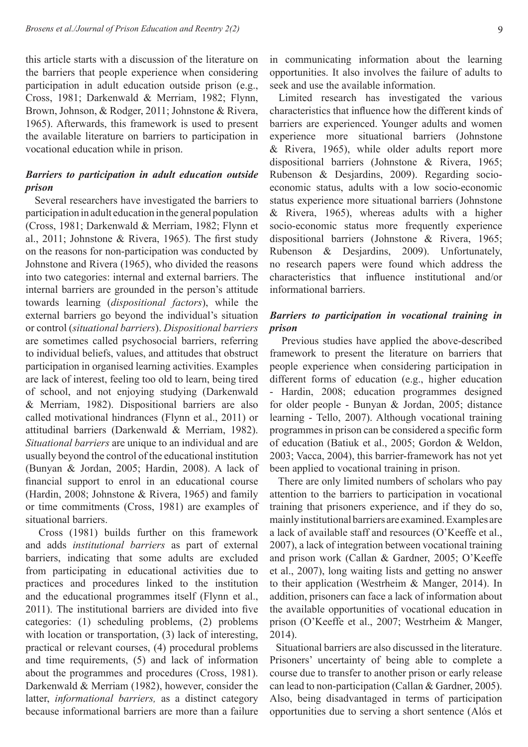this article starts with a discussion of the literature on the barriers that people experience when considering participation in adult education outside prison (e.g., Cross, 1981; Darkenwald & Merriam, 1982; Flynn, Brown, Johnson, & Rodger, 2011; Johnstone & Rivera, 1965). Afterwards, this framework is used to present the available literature on barriers to participation in vocational education while in prison.

### *Barriers to participation in adult education outside prison*

Several researchers have investigated the barriers to participation in adult education in the general population (Cross, 1981; Darkenwald & Merriam, 1982; Flynn et al., 2011; Johnstone & Rivera, 1965). The first study on the reasons for non-participation was conducted by Johnstone and Rivera (1965), who divided the reasons into two categories: internal and external barriers. The internal barriers are grounded in the person's attitude towards learning (*dispositional factors*), while the external barriers go beyond the individual's situation or control (*situational barriers*). *Dispositional barriers* are sometimes called psychosocial barriers, referring to individual beliefs, values, and attitudes that obstruct participation in organised learning activities. Examples are lack of interest, feeling too old to learn, being tired of school, and not enjoying studying (Darkenwald & Merriam, 1982). Dispositional barriers are also called motivational hindrances (Flynn et al., 2011) or attitudinal barriers (Darkenwald & Merriam, 1982). *Situational barriers* are unique to an individual and are usually beyond the control of the educational institution (Bunyan & Jordan, 2005; Hardin, 2008). A lack of financial support to enrol in an educational course (Hardin, 2008; Johnstone & Rivera, 1965) and family or time commitments (Cross, 1981) are examples of situational barriers.

Cross (1981) builds further on this framework and adds *institutional barriers* as part of external barriers, indicating that some adults are excluded from participating in educational activities due to practices and procedures linked to the institution and the educational programmes itself (Flynn et al., 2011). The institutional barriers are divided into five categories: (1) scheduling problems, (2) problems with location or transportation, (3) lack of interesting, practical or relevant courses, (4) procedural problems and time requirements, (5) and lack of information about the programmes and procedures (Cross, 1981). Darkenwald & Merriam (1982), however, consider the latter, *informational barriers,* as a distinct category because informational barriers are more than a failure in communicating information about the learning opportunities. It also involves the failure of adults to seek and use the available information.

Limited research has investigated the various characteristics that influence how the different kinds of barriers are experienced. Younger adults and women experience more situational barriers (Johnstone & Rivera, 1965), while older adults report more dispositional barriers (Johnstone & Rivera, 1965; Rubenson & Desjardins, 2009). Regarding socio-economic status, adults with a low socio-economic status experience more situational barriers (Johnstone & Rivera, 1965), whereas adults with a higher socio-economic status more frequently experience dispositional barriers (Johnstone & Rivera, 1965; Rubenson & Desjardins, 2009). Unfortunately, no research papers were found which address the characteristics that influence institutional and/or informational barriers.

### *Barriers to participation in vocational training in prison*

Previous studies have applied the above-described framework to present the literature on barriers that people experience when considering participation in different forms of education (e.g., higher education - Hardin, 2008; education programmes designed for older people - Bunyan & Jordan, 2005; distance learning - Tello, 2007). Although vocational training programmes in prison can be considered a specific form of education (Batiuk et al., 2005; Gordon & Weldon, 2003; Vacca, 2004), this barrier-framework has not yet been applied to vocational training in prison.

There are only limited numbers of scholars who pay attention to the barriers to participation in vocational training that prisoners experience, and if they do so, mainly institutional barriers are examined. Examples are a lack of available staff and resources (O'Keeffe et al., 2007), a lack of integration between vocational training and prison work (Callan & Gardner, 2005; O'Keeffe et al., 2007), long waiting lists and getting no answer to their application (Westrheim & Manger, 2014). In addition, prisoners can face a lack of information about the available opportunities of vocational education in prison (O'Keeffe et al., 2007; Westrheim & Manger, 2014).

Situational barriers are also discussed in the literature. Prisoners' uncertainty of being able to complete a course due to transfer to another prison or early release can lead to non-participation (Callan & Gardner, 2005). Also, being disadvantaged in terms of participation opportunities due to serving a short sentence (Alós et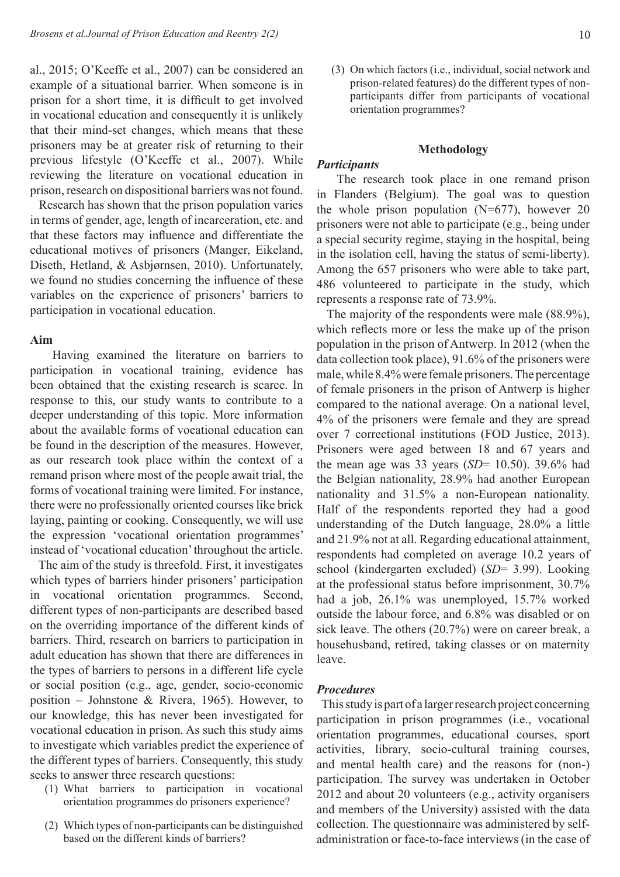al., 2015; O'Keeffe et al., 2007) can be considered an example of a situational barrier. When someone is in prison for a short time, it is difficult to get involved in vocational education and consequently it is unlikely that their mind-set changes, which means that these prisoners may be at greater risk of returning to their previous lifestyle (O'Keeffe et al., 2007). While reviewing the literature on vocational education in prison, research on dispositional barriers was not found.

Research has shown that the prison population varies in terms of gender, age, length of incarceration, etc. and that these factors may influence and differentiate the educational motives of prisoners (Manger, Eikeland, Diseth, Hetland, & Asbjørnsen, 2010). Unfortunately, we found no studies concerning the influence of these variables on the experience of prisoners' barriers to participation in vocational education.

### Aim

Having examined the literature on barriers to participation in vocational training, evidence has been obtained that the existing research is scarce. In response to this, our study wants to contribute to a deeper understanding of this topic. More information about the available forms of vocational education can be found in the description of the measures. However, as our research took place within the context of a remand prison where most of the people await trial, the forms of vocational training were limited. For instance, there were no professionally oriented courses like brick laying, painting or cooking. Consequently, we will use the expression 'vocational orientation programmes' instead of 'vocational education' throughout the article.

The aim of the study is threefold. First, it investigates which types of barriers hinder prisoners' participation in vocational orientation programmes. Second, different types of non-participants are described based on the overriding importance of the different kinds of barriers. Third, research on barriers to participation in adult education has shown that there are differences in the types of barriers to persons in a different life cycle or social position (e.g., age, gender, socio-economic position – Johnstone & Rivera, 1965). However, to our knowledge, this has never been investigated for vocational education in prison. As such this study aims to investigate which variables predict the experience of the different types of barriers. Consequently, this study seeks to answer three research questions:

(1) What barriers to participation in vocational orientation programmes do prisoners experience?

(2) Which types of non-participants can be distinguished based on the different kinds of barriers?

(3) On which factors (i.e., individual, social network and prison-related features) do the different types of non-participants differ from participants of vocational orientation programmes?

## Methodology

### *Participants*

The research took place in one remand prison in Flanders (Belgium). The goal was to question the whole prison population (N=677), however 20 prisoners were not able to participate (e.g., being under a special security regime, staying in the hospital, being in the isolation cell, having the status of semi-liberty). Among the 657 prisoners who were able to take part, 486 volunteered to participate in the study, which represents a response rate of 73.9%.

The majority of the respondents were male (88.9%), which reflects more or less the make up of the prison population in the prison of Antwerp. In 2012 (when the data collection took place), 91.6% of the prisoners were male, while 8.4% were female prisoners. The percentage of female prisoners in the prison of Antwerp is higher compared to the national average. On a national level, 4% of the prisoners were female and they are spread over 7 correctional institutions (FOD Justice, 2013). Prisoners were aged between 18 and 67 years and the mean age was 33 years (*SD*= 10.50). 39.6% had the Belgian nationality, 28.9% had another European nationality and 31.5% a non-European nationality. Half of the respondents reported they had a good understanding of the Dutch language, 28.0% a little and 21.9% not at all. Regarding educational attainment, respondents had completed on average 10.2 years of school (kindergarten excluded) (*SD*= 3.99). Looking at the professional status before imprisonment, 30.7% had a job, 26.1% was unemployed, 15.7% worked outside the labour force, and 6.8% was disabled or on sick leave. The others (20.7%) were on career break, a househusband, retired, taking classes or on maternity leave.

### *Procedures*

This study is part of a larger research project concerning participation in prison programmes (i.e., vocational orientation programmes, educational courses, sport activities, library, socio-cultural training courses, and mental health care) and the reasons for (non-) participation. The survey was undertaken in October 2012 and about 20 volunteers (e.g., activity organisers and members of the University) assisted with the data collection. The questionnaire was administered by self-administration or face-to-face interviews (in the case of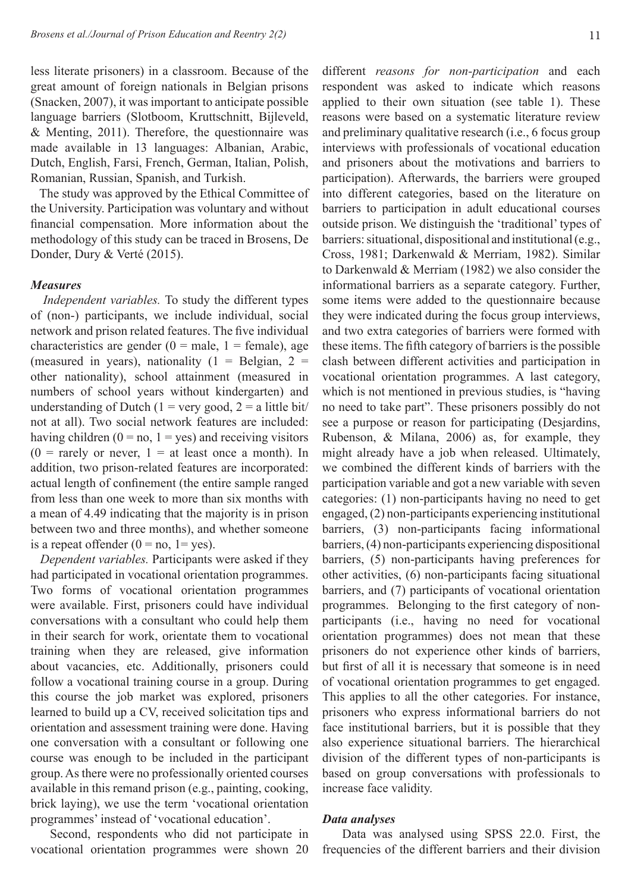less literate prisoners) in a classroom. Because of the great amount of foreign nationals in Belgian prisons (Snacken, 2007), it was important to anticipate possible language barriers (Slotboom, Kruttschnitt, Bijleveld, & Menting, 2011). Therefore, the questionnaire was made available in 13 languages: Albanian, Arabic, Dutch, English, Farsi, French, German, Italian, Polish, Romanian, Russian, Spanish, and Turkish.

The study was approved by the Ethical Committee of the University. Participation was voluntary and without financial compensation. More information about the methodology of this study can be traced in Brosens, De Donder, Dury & Verté (2015).

### *Measures*

*Independent variables.* To study the different types of (non-) participants, we include individual, social network and prison related features. The five individual characteristics are gender (0 = male, 1 = female), age (measured in years), nationality (1 = Belgian, 2 = other nationality), school attainment (measured in numbers of school years without kindergarten) and understanding of Dutch (1 = very good, 2 = a little bit/ not at all). Two social network features are included: having children (0 = no, 1 = yes) and receiving visitors (0 = rarely or never, 1 = at least once a month). In addition, two prison-related features are incorporated: actual length of confinement (the entire sample ranged from less than one week to more than six months with a mean of 4.49 indicating that the majority is in prison between two and three months), and whether someone is a repeat offender (0 = no, 1= yes).

*Dependent variables.* Participants were asked if they had participated in vocational orientation programmes. Two forms of vocational orientation programmes were available. First, prisoners could have individual conversations with a consultant who could help them in their search for work, orientate them to vocational training when they are released, give information about vacancies, etc. Additionally, prisoners could follow a vocational training course in a group. During this course the job market was explored, prisoners learned to build up a CV, received solicitation tips and orientation and assessment training were done. Having one conversation with a consultant or following one course was enough to be included in the participant group. As there were no professionally oriented courses available in this remand prison (e.g., painting, cooking, brick laying), we use the term 'vocational orientation programmes' instead of 'vocational education'.

Second, respondents who did not participate in vocational orientation programmes were shown 20 different *reasons for non-participation* and each respondent was asked to indicate which reasons applied to their own situation (see table 1). These reasons were based on a systematic literature review and preliminary qualitative research (i.e., 6 focus group interviews with professionals of vocational education and prisoners about the motivations and barriers to participation). Afterwards, the barriers were grouped into different categories, based on the literature on barriers to participation in adult educational courses outside prison. We distinguish the 'traditional' types of barriers: situational, dispositional and institutional (e.g., Cross, 1981; Darkenwald & Merriam, 1982). Similar to Darkenwald & Merriam (1982) we also consider the informational barriers as a separate category. Further, some items were added to the questionnaire because they were indicated during the focus group interviews, and two extra categories of barriers were formed with these items. The fifth category of barriers is the possible clash between different activities and participation in vocational orientation programmes. A last category, which is not mentioned in previous studies, is "having no need to take part". These prisoners possibly do not see a purpose or reason for participating (Desjardins, Rubenson, & Milana, 2006) as, for example, they might already have a job when released. Ultimately, we combined the different kinds of barriers with the participation variable and got a new variable with seven categories: (1) non-participants having no need to get engaged, (2) non-participants experiencing institutional barriers, (3) non-participants facing informational barriers, (4) non-participants experiencing dispositional barriers, (5) non-participants having preferences for other activities, (6) non-participants facing situational barriers, and (7) participants of vocational orientation programmes. Belonging to the first category of non-participants (i.e., having no need for vocational orientation programmes) does not mean that these prisoners do not experience other kinds of barriers, but first of all it is necessary that someone is in need of vocational orientation programmes to get engaged. This applies to all the other categories. For instance, prisoners who express informational barriers do not face institutional barriers, but it is possible that they also experience situational barriers. The hierarchical division of the different types of non-participants is based on group conversations with professionals to increase face validity.

### *Data analyses*

Data was analysed using SPSS 22.0. First, the frequencies of the different barriers and their division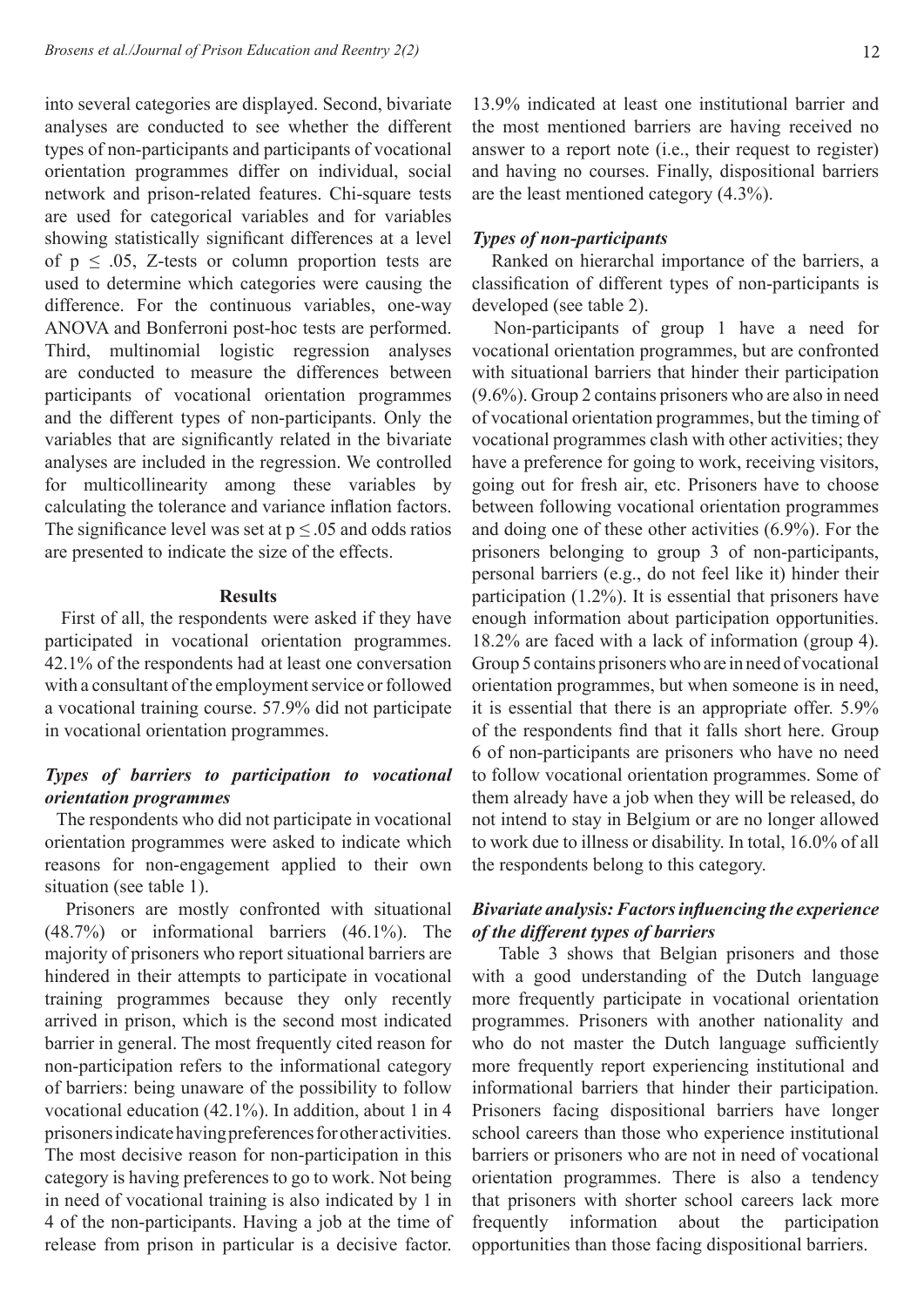into several categories are displayed. Second, bivariate analyses are conducted to see whether the different types of non-participants and participants of vocational orientation programmes differ on individual, social network and prison-related features. Chi-square tests are used for categorical variables and for variables showing statistically significant differences at a level of $p \leq .05$, Z-tests or column proportion tests are used to determine which categories were causing the difference. For the continuous variables, one-way ANOVA and Bonferroni post-hoc tests are performed. Third, multinomial logistic regression analyses are conducted to measure the differences between participants of vocational orientation programmes and the different types of non-participants. Only the variables that are significantly related in the bivariate analyses are included in the regression. We controlled for multicollinearity among these variables by calculating the tolerance and variance inflation factors. The significance level was set at $p \leq .05$ and odds ratios are presented to indicate the size of the effects.

## Results

First of all, the respondents were asked if they have participated in vocational orientation programmes. 42.1% of the respondents had at least one conversation with a consultant of the employment service or followed a vocational training course. 57.9% did not participate in vocational orientation programmes.

### *Types of barriers to participation to vocational orientation programmes*

The respondents who did not participate in vocational orientation programmes were asked to indicate which reasons for non-engagement applied to their own situation (see table 1).

Prisoners are mostly confronted with situational (48.7%) or informational barriers (46.1%). The majority of prisoners who report situational barriers are hindered in their attempts to participate in vocational training programmes because they only recently arrived in prison, which is the second most indicated barrier in general. The most frequently cited reason for non-participation refers to the informational category of barriers: being unaware of the possibility to follow vocational education (42.1%). In addition, about 1 in 4 prisoners indicate having preferences for other activities. The most decisive reason for non-participation in this category is having preferences to go to work. Not being in need of vocational training is also indicated by 1 in 4 of the non-participants. Having a job at the time of release from prison in particular is a decisive factor. 13.9% indicated at least one institutional barrier and the most mentioned barriers are having received no answer to a report note (i.e., their request to register) and having no courses. Finally, dispositional barriers are the least mentioned category (4.3%).

### *Types of non-participants*

Ranked on hierarchal importance of the barriers, a classification of different types of non-participants is developed (see table 2).

Non-participants of group 1 have a need for vocational orientation programmes, but are confronted with situational barriers that hinder their participation (9.6%). Group 2 contains prisoners who are also in need of vocational orientation programmes, but the timing of vocational programmes clash with other activities; they have a preference for going to work, receiving visitors, going out for fresh air, etc. Prisoners have to choose between following vocational orientation programmes and doing one of these other activities (6.9%). For the prisoners belonging to group 3 of non-participants, personal barriers (e.g., do not feel like it) hinder their participation (1.2%). It is essential that prisoners have enough information about participation opportunities. 18.2% are faced with a lack of information (group 4). Group 5 contains prisoners who are in need of vocational orientation programmes, but when someone is in need, it is essential that there is an appropriate offer. 5.9% of the respondents find that it falls short here. Group 6 of non-participants are prisoners who have no need to follow vocational orientation programmes. Some of them already have a job when they will be released, do not intend to stay in Belgium or are no longer allowed to work due to illness or disability. In total, 16.0% of all the respondents belong to this category.

### *Bivariate analysis: Factors influencing the experience of the different types of barriers*

Table 3 shows that Belgian prisoners and those with a good understanding of the Dutch language more frequently participate in vocational orientation programmes. Prisoners with another nationality and who do not master the Dutch language sufficiently more frequently report experiencing institutional and informational barriers that hinder their participation. Prisoners facing dispositional barriers have longer school careers than those who experience institutional barriers or prisoners who are not in need of vocational orientation programmes. There is also a tendency that prisoners with shorter school careers lack more frequently information about the participation opportunities than those facing dispositional barriers.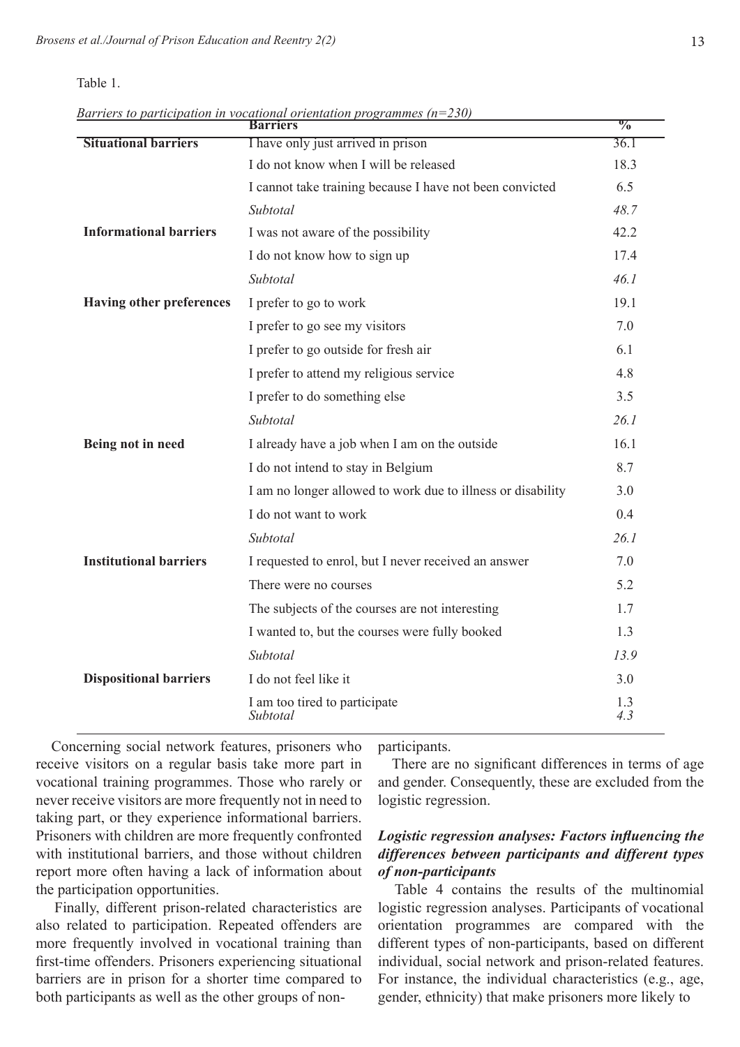Table 1.

*Barriers to participation in vocational orientation programmes (n=230)*

| | Barriers | % |
|---|---|---|
| **Situational barriers** | I have only just arrived in prison | 36.1 |
| | I do not know when I will be released | 18.3 |
| | I cannot take training because I have not been convicted | 6.5 |
| | *Subtotal* | *48.7* |
| **Informational barriers** | I was not aware of the possibility | 42.2 |
| | I do not know how to sign up | 17.4 |
| | *Subtotal* | *46.1* |
| **Having other preferences** | I prefer to go to work | 19.1 |
| | I prefer to go see my visitors | 7.0 |
| | I prefer to go outside for fresh air | 6.1 |
| | I prefer to attend my religious service | 4.8 |
| | I prefer to do something else | 3.5 |
| | *Subtotal* | *26.1* |
| **Being not in need** | I already have a job when I am on the outside | 16.1 |
| | I do not intend to stay in Belgium | 8.7 |
| | I am no longer allowed to work due to illness or disability | 3.0 |
| | I do not want to work | 0.4 |
| | *Subtotal* | *26.1* |
| **Institutional barriers** | I requested to enrol, but I never received an answer | 7.0 |
| | There were no courses | 5.2 |
| | The subjects of the courses are not interesting | 1.7 |
| | I wanted to, but the courses were fully booked | 1.3 |
| | *Subtotal* | *13.9* |
| **Dispositional barriers** | I do not feel like it | 3.0 |
| | I am too tired to participate | 1.3 |
| | *Subtotal* | *4.3* |

Concerning social network features, prisoners who receive visitors on a regular basis take more part in vocational training programmes. Those who rarely or never receive visitors are more frequently not in need to taking part, or they experience informational barriers. Prisoners with children are more frequently confronted with institutional barriers, and those without children report more often having a lack of information about the participation opportunities.

Finally, different prison-related characteristics are also related to participation. Repeated offenders are more frequently involved in vocational training than first-time offenders. Prisoners experiencing situational barriers are in prison for a shorter time compared to both participants as well as the other groups of non-participants.

There are no significant differences in terms of age and gender. Consequently, these are excluded from the logistic regression.

### *Logistic regression analyses: Factors influencing the differences between participants and different types of non-participants*

Table 4 contains the results of the multinomial logistic regression analyses. Participants of vocational orientation programmes are compared with the different types of non-participants, based on different individual, social network and prison-related features. For instance, the individual characteristics (e.g., age, gender, ethnicity) that make prisoners more likely to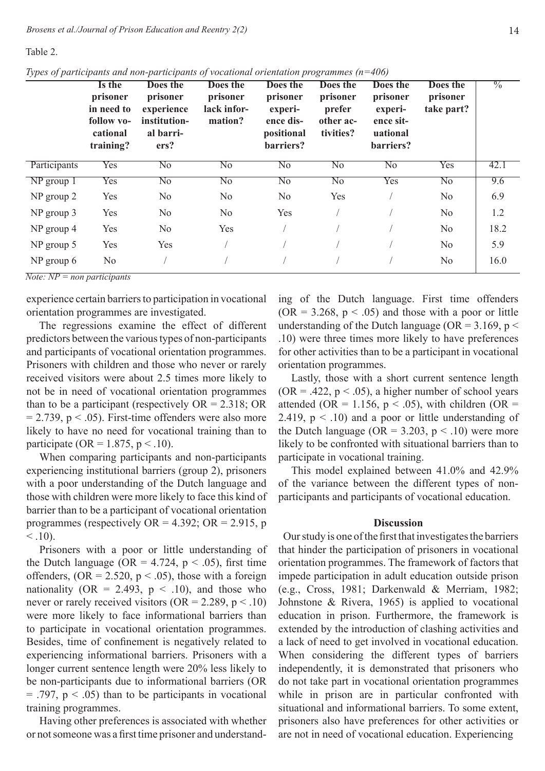Table 2.

*Types of participants and non-participants of vocational orientation programmes (n=406)*

| | Is the prisoner in need to follow vocational training? | Does the prisoner experience institutional barriers? | Does the prisoner lack information? | Does the prisoner experience dispositional barriers? | Does the prisoner prefer other activities? | Does the prisoner experience situational barriers? | Does the prisoner take part? | % |
|---|---|---|---|---|---|---|---|---|
| Participants | Yes | No | No | No | No | No | Yes | 42.1 |
| NP group 1 | Yes | No | No | No | No | Yes | No | 9.6 |
| NP group 2 | Yes | No | No | No | Yes | / | No | 6.9 |
| NP group 3 | Yes | No | No | Yes | / | / | No | 1.2 |
| NP group 4 | Yes | No | Yes | / | / | / | No | 18.2 |
| NP group 5 | Yes | Yes | / | / | / | / | No | 5.9 |
| NP group 6 | No | / | / | / | / | / | No | 16.0 |

*Note: NP = non participants*

experience certain barriers to participation in vocational orientation programmes are investigated.

The regressions examine the effect of different predictors between the various types of non-participants and participants of vocational orientation programmes. Prisoners with children and those who never or rarely received visitors were about 2.5 times more likely to not be in need of vocational orientation programmes than to be a participant (respectively $OR = 2.318$; $OR = 2.739$, $p < .05$). First-time offenders were also more likely to have no need for vocational training than to participate ($OR = 1.875$, $p < .10$).

When comparing participants and non-participants experiencing institutional barriers (group 2), prisoners with a poor understanding of the Dutch language and those with children were more likely to face this kind of barrier than to be a participant of vocational orientation programmes (respectively $OR = 4.392$; $OR = 2.915$, $p < .10$).

Prisoners with a poor or little understanding of the Dutch language ($OR = 4.724$, $p < .05$), first time offenders, ($OR = 2.520$, $p < .05$), those with a foreign nationality ($OR = 2.493$, $p < .10$), and those who never or rarely received visitors ($OR = 2.289$, $p < .10$) were more likely to face informational barriers than to participate in vocational orientation programmes. Besides, time of confinement is negatively related to experiencing informational barriers. Prisoners with a longer current sentence length were 20% less likely to be non-participants due to informational barriers ($OR = .797$, $p < .05$) than to be participants in vocational training programmes.

Having other preferences is associated with whether or not someone was a first time prisoner and understanding of the Dutch language. First time offenders ($OR = 3.268$, $p < .05$) and those with a poor or little understanding of the Dutch language ($OR = 3.169$, $p < .10$) were three times more likely to have preferences for other activities than to be a participant in vocational orientation programmes.

Lastly, those with a short current sentence length ($OR = .422$, $p < .05$), a higher number of school years attended ($OR = 1.156$, $p < .05$), with children ($OR = 2.419$, $p < .10$) and a poor or little understanding of the Dutch language ($OR = 3.203$, $p < .10$) were more likely to be confronted with situational barriers than to participate in vocational training.

This model explained between 41.0% and 42.9% of the variance between the different types of non-participants and participants of vocational education.

## Discussion

Our study is one of the first that investigates the barriers that hinder the participation of prisoners in vocational orientation programmes. The framework of factors that impede participation in adult education outside prison (e.g., Cross, 1981; Darkenwald & Merriam, 1982; Johnstone & Rivera, 1965) is applied to vocational education in prison. Furthermore, the framework is extended by the introduction of clashing activities and a lack of need to get involved in vocational education. When considering the different types of barriers independently, it is demonstrated that prisoners who do not take part in vocational orientation programmes while in prison are in particular confronted with situational and informational barriers. To some extent, prisoners also have preferences for other activities or are not in need of vocational education. Experiencing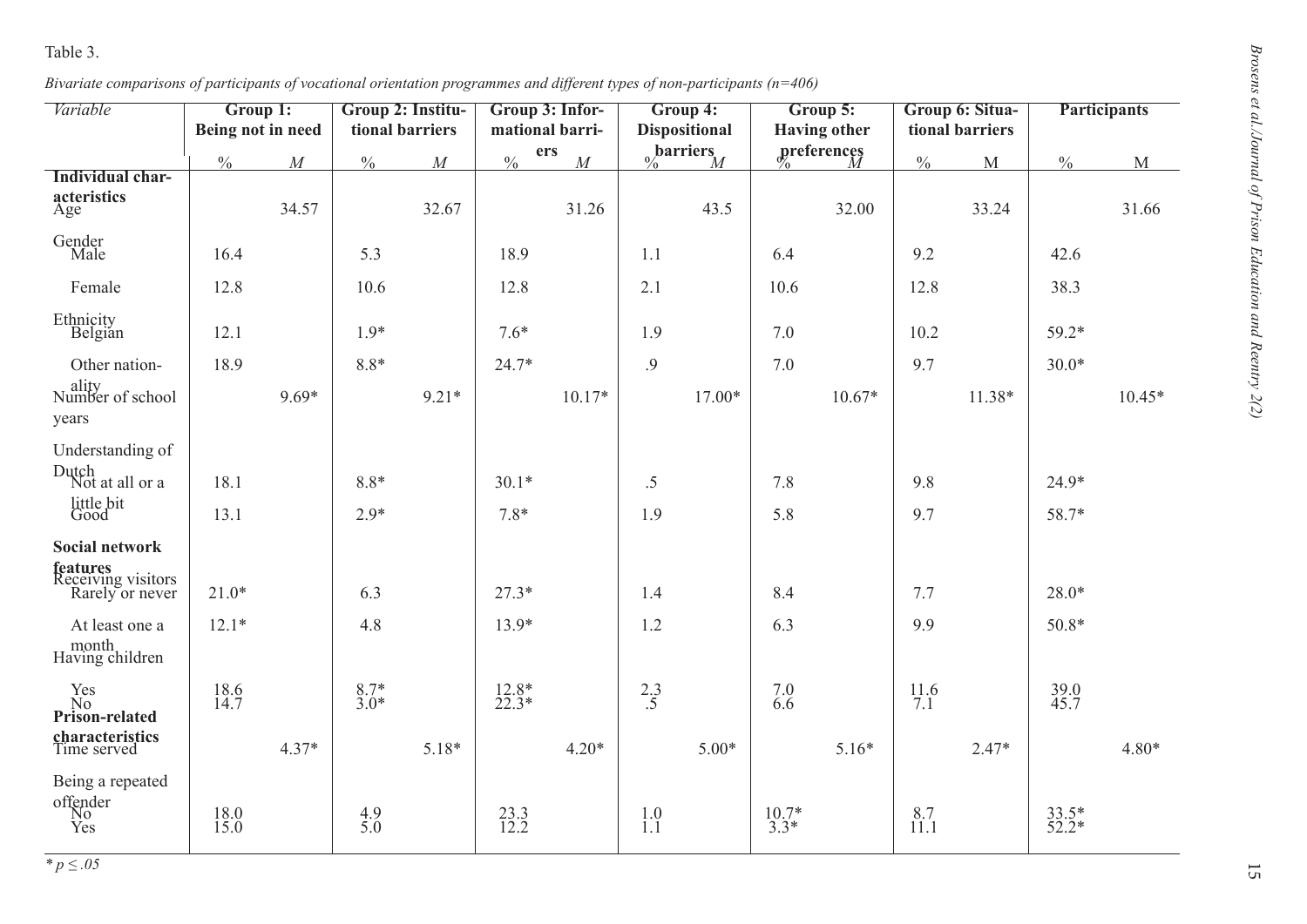Table 3.

*Bivariate comparisons of participants of vocational orientation programmes and different types of non-participants (n=406)*

| *Variable* | Group 1: Being not in need | | Group 2: Institutional barriers | | Group 3: Informational barriers | | Group 4: Dispositional barriers | | Group 5: Having other preferences | | Group 6: Situational barriers | | Participants | |
|---|---|---|---|---|---|---|---|---|---|---|---|---|---|---|
| | % | *M* | % | *M* | % | *M* | % | *M* | % | *M* | % | M | % | M |
| **Individual characteristics** | | | | | | | | | | | | | | |
| Age | | 34.57 | | 32.67 | | 31.26 | | 43.5 | | 32.00 | | 33.24 | | 31.66 |
| Gender | | | | | | | | | | | | | | |
| Male | 16.4 | | 5.3 | | 18.9 | | 1.1 | | 6.4 | | 9.2 | | 42.6 | |
| Female | 12.8 | | 10.6 | | 12.8 | | 2.1 | | 10.6 | | 12.8 | | 38.3 | |
| Ethnicity | | | | | | | | | | | | | | |
| Belgian | 12.1 | | 1.9* | | 7.6* | | 1.9 | | 7.0 | | 10.2 | | 59.2* | |
| Other nationality | 18.9 | | 8.8* | | 24.7* | | .9 | | 7.0 | | 9.7 | | 30.0* | |
| Number of school years | | 9.69* | | 9.21* | | 10.17* | | 17.00* | | 10.67* | | 11.38* | | 10.45* |
| Understanding of Dutch | | | | | | | | | | | | | | |
| Not at all or a little bit | 18.1 | | 8.8* | | 30.1* | | .5 | | 7.8 | | 9.8 | | 24.9* | |
| Good | 13.1 | | 2.9* | | 7.8* | | 1.9 | | 5.8 | | 9.7 | | 58.7* | |
| **Social network features** | | | | | | | | | | | | | | |
| Receiving visitors | | | | | | | | | | | | | | |
| Rarely or never | 21.0* | | 6.3 | | 27.3* | | 1.4 | | 8.4 | | 7.7 | | 28.0* | |
| At least one a month | 12.1* | | 4.8 | | 13.9* | | 1.2 | | 6.3 | | 9.9 | | 50.8* | |
| Having children | | | | | | | | | | | | | | |
| Yes | 18.6 | | 8.7* | | 12.8* | | 2.3 | | 7.0 | | 11.6 | | 39.0 | |
| No | 14.7 | | 3.0* | | 22.3* | | .5 | | 6.6 | | 7.1 | | 45.7 | |
| **Prison-related characteristics** | | | | | | | | | | | | | | |
| Time served | | 4.37* | | 5.18* | | 4.20* | | 5.00* | | 5.16* | | 2.47* | | 4.80* |
| Being a repeated offender | | | | | | | | | | | | | | |
| No | 18.0 | | 4.9 | | 23.3 | | 1.0 | | 10.7* | | 8.7 | | 33.5* | |
| Yes | 15.0 | | 5.0 | | 12.2 | | 1.1 | | 3.3* | | 11.1 | | 52.2* | |

*\* p ≤ .05*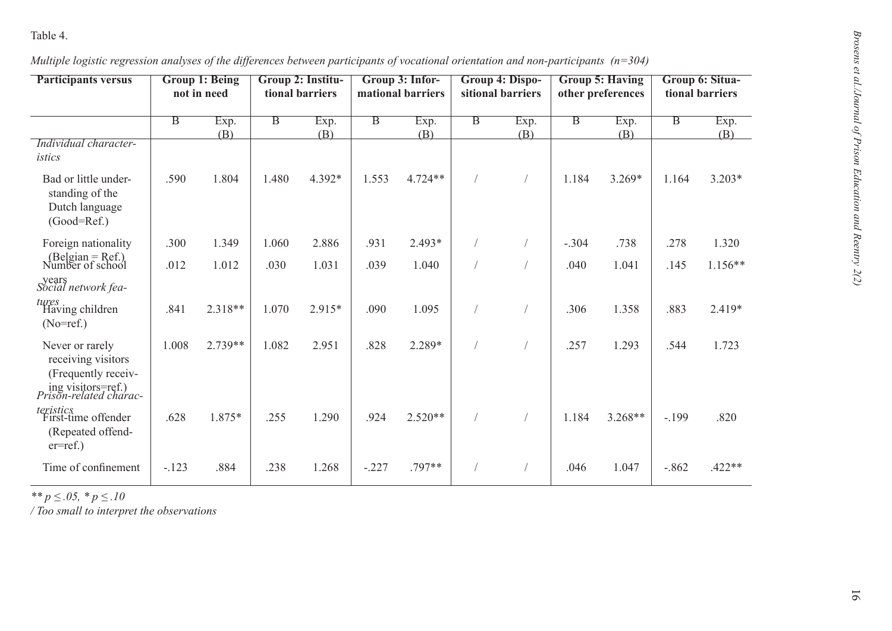Table 4.

*Multiple logistic regression analyses of the differences between participants of vocational orientation and non-participants (n=304)*

| Participants versus | Group 1: Being not in need | | Group 2: Institutional barriers | | Group 3: Informational barriers | | Group 4: Dispositional barriers | | Group 5: Having other preferences | | Group 6: Situational barriers | |
|---|---|---|---|---|---|---|---|---|---|---|---|---|
| | B | Exp. (B) | B | Exp. (B) | B | Exp. (B) | B | Exp. (B) | B | Exp. (B) | B | Exp. (B) |
| *Individual characteristics* | | | | | | | | | | | | |
| Bad or little understanding of the Dutch language (Good=Ref.) | .590 | 1.804 | 1.480 | 4.392* | 1.553 | 4.724** | / | / | 1.184 | 3.269* | 1.164 | 3.203* |
| Foreign nationality (Belgian = Ref.) | .300 | 1.349 | 1.060 | 2.886 | .931 | 2.493* | / | / | -.304 | .738 | .278 | 1.320 |
| Number of school years | .012 | 1.012 | .030 | 1.031 | .039 | 1.040 | / | / | .040 | 1.041 | .145 | 1.156** |
| *Social network features* | | | | | | | | | | | | |
| Having children (No=ref.) | .841 | 2.318** | 1.070 | 2.915* | .090 | 1.095 | / | / | .306 | 1.358 | .883 | 2.419* |
| Never or rarely receiving visitors (Frequently receiving visitors=ref.) | 1.008 | 2.739** | 1.082 | 2.951 | .828 | 2.289* | / | / | .257 | 1.293 | .544 | 1.723 |
| *Prison-related characteristics* | | | | | | | | | | | | |
| First-time offender (Repeated offender=ref.) | .628 | 1.875* | .255 | 1.290 | .924 | 2.520** | / | / | 1.184 | 3.268** | -.199 | .820 |
| Time of confinement | -.123 | .884 | .238 | 1.268 | -.227 | .797** | / | / | .046 | 1.047 | -.862 | .422** |

*** $p \leq .05$, * $p \leq .10$*

*/ Too small to interpret the observations*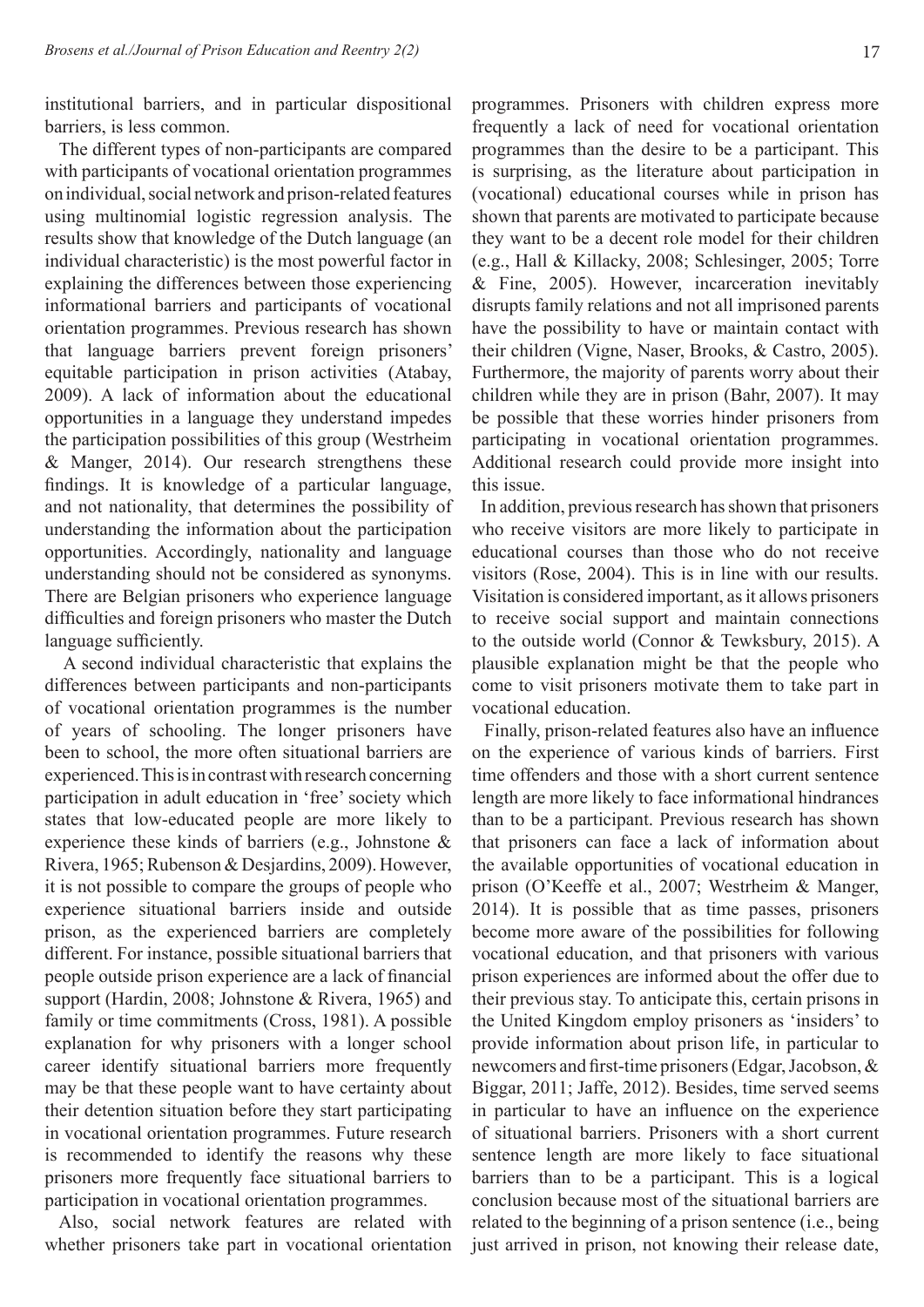institutional barriers, and in particular dispositional barriers, is less common.

The different types of non-participants are compared with participants of vocational orientation programmes on individual, social network and prison-related features using multinomial logistic regression analysis. The results show that knowledge of the Dutch language (an individual characteristic) is the most powerful factor in explaining the differences between those experiencing informational barriers and participants of vocational orientation programmes. Previous research has shown that language barriers prevent foreign prisoners' equitable participation in prison activities (Atabay, 2009). A lack of information about the educational opportunities in a language they understand impedes the participation possibilities of this group (Westrheim & Manger, 2014). Our research strengthens these findings. It is knowledge of a particular language, and not nationality, that determines the possibility of understanding the information about the participation opportunities. Accordingly, nationality and language understanding should not be considered as synonyms. There are Belgian prisoners who experience language difficulties and foreign prisoners who master the Dutch language sufficiently.

A second individual characteristic that explains the differences between participants and non-participants of vocational orientation programmes is the number of years of schooling. The longer prisoners have been to school, the more often situational barriers are experienced. This is in contrast with research concerning participation in adult education in 'free' society which states that low-educated people are more likely to experience these kinds of barriers (e.g., Johnstone & Rivera, 1965; Rubenson & Desjardins, 2009). However, it is not possible to compare the groups of people who experience situational barriers inside and outside prison, as the experienced barriers are completely different. For instance, possible situational barriers that people outside prison experience are a lack of financial support (Hardin, 2008; Johnstone & Rivera, 1965) and family or time commitments (Cross, 1981). A possible explanation for why prisoners with a longer school career identify situational barriers more frequently may be that these people want to have certainty about their detention situation before they start participating in vocational orientation programmes. Future research is recommended to identify the reasons why these prisoners more frequently face situational barriers to participation in vocational orientation programmes.

Also, social network features are related with whether prisoners take part in vocational orientation programmes. Prisoners with children express more frequently a lack of need for vocational orientation programmes than the desire to be a participant. This is surprising, as the literature about participation in (vocational) educational courses while in prison has shown that parents are motivated to participate because they want to be a decent role model for their children (e.g., Hall & Killacky, 2008; Schlesinger, 2005; Torre & Fine, 2005). However, incarceration inevitably disrupts family relations and not all imprisoned parents have the possibility to have or maintain contact with their children (Vigne, Naser, Brooks, & Castro, 2005). Furthermore, the majority of parents worry about their children while they are in prison (Bahr, 2007). It may be possible that these worries hinder prisoners from participating in vocational orientation programmes. Additional research could provide more insight into this issue.

In addition, previous research has shown that prisoners who receive visitors are more likely to participate in educational courses than those who do not receive visitors (Rose, 2004). This is in line with our results. Visitation is considered important, as it allows prisoners to receive social support and maintain connections to the outside world (Connor & Tewksbury, 2015). A plausible explanation might be that the people who come to visit prisoners motivate them to take part in vocational education.

Finally, prison-related features also have an influence on the experience of various kinds of barriers. First time offenders and those with a short current sentence length are more likely to face informational hindrances than to be a participant. Previous research has shown that prisoners can face a lack of information about the available opportunities of vocational education in prison (O'Keeffe et al., 2007; Westrheim & Manger, 2014). It is possible that as time passes, prisoners become more aware of the possibilities for following vocational education, and that prisoners with various prison experiences are informed about the offer due to their previous stay. To anticipate this, certain prisons in the United Kingdom employ prisoners as 'insiders' to provide information about prison life, in particular to newcomers and first-time prisoners (Edgar, Jacobson, & Biggar, 2011; Jaffe, 2012). Besides, time served seems in particular to have an influence on the experience of situational barriers. Prisoners with a short current sentence length are more likely to face situational barriers than to be a participant. This is a logical conclusion because most of the situational barriers are related to the beginning of a prison sentence (i.e., being just arrived in prison, not knowing their release date,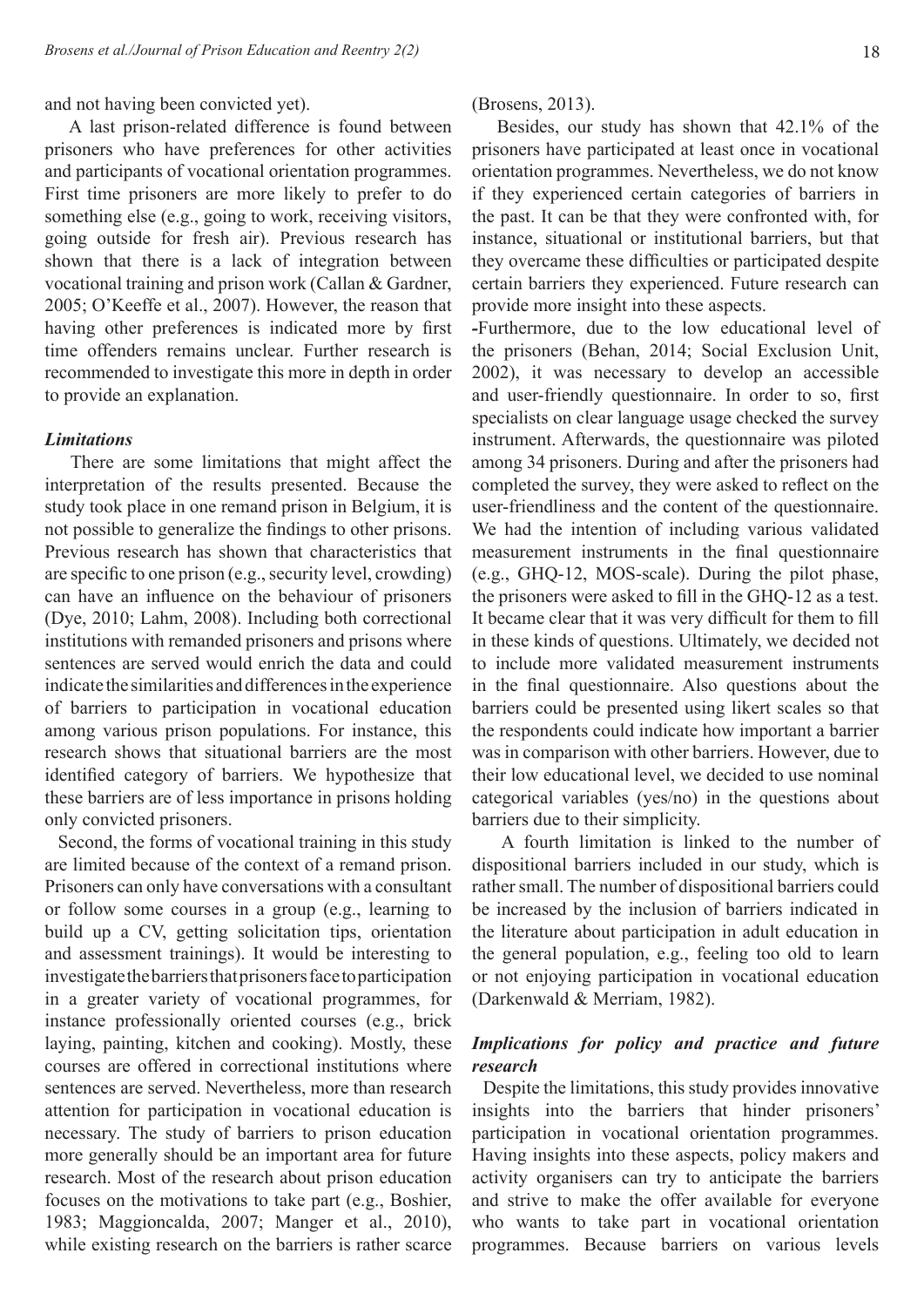and not having been convicted yet).

A last prison-related difference is found between prisoners who have preferences for other activities and participants of vocational orientation programmes. First time prisoners are more likely to prefer to do something else (e.g., going to work, receiving visitors, going outside for fresh air). Previous research has shown that there is a lack of integration between vocational training and prison work (Callan & Gardner, 2005; O'Keeffe et al., 2007). However, the reason that having other preferences is indicated more by first time offenders remains unclear. Further research is recommended to investigate this more in depth in order to provide an explanation.

### *Limitations*

There are some limitations that might affect the interpretation of the results presented. Because the study took place in one remand prison in Belgium, it is not possible to generalize the findings to other prisons. Previous research has shown that characteristics that are specific to one prison (e.g., security level, crowding) can have an influence on the behaviour of prisoners (Dye, 2010; Lahm, 2008). Including both correctional institutions with remanded prisoners and prisons where sentences are served would enrich the data and could indicate the similarities and differences in the experience of barriers to participation in vocational education among various prison populations. For instance, this research shows that situational barriers are the most identified category of barriers. We hypothesize that these barriers are of less importance in prisons holding only convicted prisoners.

Second, the forms of vocational training in this study are limited because of the context of a remand prison. Prisoners can only have conversations with a consultant or follow some courses in a group (e.g., learning to build up a CV, getting solicitation tips, orientation and assessment trainings). It would be interesting to investigate the barriers that prisoners face to participation in a greater variety of vocational programmes, for instance professionally oriented courses (e.g., brick laying, painting, kitchen and cooking). Mostly, these courses are offered in correctional institutions where sentences are served. Nevertheless, more than research attention for participation in vocational education is necessary. The study of barriers to prison education more generally should be an important area for future research. Most of the research about prison education focuses on the motivations to take part (e.g., Boshier, 1983; Maggioncalda, 2007; Manger et al., 2010), while existing research on the barriers is rather scarce (Brosens, 2013).

Besides, our study has shown that 42.1% of the prisoners have participated at least once in vocational orientation programmes. Nevertheless, we do not know if they experienced certain categories of barriers in the past. It can be that they were confronted with, for instance, situational or institutional barriers, but that they overcame these difficulties or participated despite certain barriers they experienced. Future research can provide more insight into these aspects.

-Furthermore, due to the low educational level of the prisoners (Behan, 2014; Social Exclusion Unit, 2002), it was necessary to develop an accessible and user-friendly questionnaire. In order to so, first specialists on clear language usage checked the survey instrument. Afterwards, the questionnaire was piloted among 34 prisoners. During and after the prisoners had completed the survey, they were asked to reflect on the user-friendliness and the content of the questionnaire. We had the intention of including various validated measurement instruments in the final questionnaire (e.g., GHQ-12, MOS-scale). During the pilot phase, the prisoners were asked to fill in the GHQ-12 as a test. It became clear that it was very difficult for them to fill in these kinds of questions. Ultimately, we decided not to include more validated measurement instruments in the final questionnaire. Also questions about the barriers could be presented using likert scales so that the respondents could indicate how important a barrier was in comparison with other barriers. However, due to their low educational level, we decided to use nominal categorical variables (yes/no) in the questions about barriers due to their simplicity.

A fourth limitation is linked to the number of dispositional barriers included in our study, which is rather small. The number of dispositional barriers could be increased by the inclusion of barriers indicated in the literature about participation in adult education in the general population, e.g., feeling too old to learn or not enjoying participation in vocational education (Darkenwald & Merriam, 1982).

### *Implications for policy and practice and future research*

Despite the limitations, this study provides innovative insights into the barriers that hinder prisoners' participation in vocational orientation programmes. Having insights into these aspects, policy makers and activity organisers can try to anticipate the barriers and strive to make the offer available for everyone who wants to take part in vocational orientation programmes. Because barriers on various levels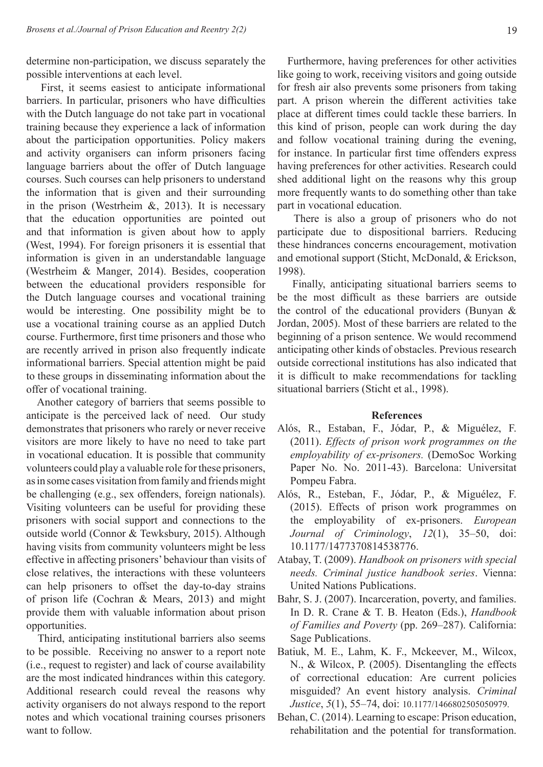determine non-participation, we discuss separately the possible interventions at each level.

First, it seems easiest to anticipate informational barriers. In particular, prisoners who have difficulties with the Dutch language do not take part in vocational training because they experience a lack of information about the participation opportunities. Policy makers and activity organisers can inform prisoners facing language barriers about the offer of Dutch language courses. Such courses can help prisoners to understand the information that is given and their surrounding in the prison (Westrheim &, 2013). It is necessary that the education opportunities are pointed out and that information is given about how to apply (West, 1994). For foreign prisoners it is essential that information is given in an understandable language (Westrheim & Manger, 2014). Besides, cooperation between the educational providers responsible for the Dutch language courses and vocational training would be interesting. One possibility might be to use a vocational training course as an applied Dutch course. Furthermore, first time prisoners and those who are recently arrived in prison also frequently indicate informational barriers. Special attention might be paid to these groups in disseminating information about the offer of vocational training.

Another category of barriers that seems possible to anticipate is the perceived lack of need. Our study demonstrates that prisoners who rarely or never receive visitors are more likely to have no need to take part in vocational education. It is possible that community volunteers could play a valuable role for these prisoners, as in some cases visitation from family and friends might be challenging (e.g., sex offenders, foreign nationals). Visiting volunteers can be useful for providing these prisoners with social support and connections to the outside world (Connor & Tewksbury, 2015). Although having visits from community volunteers might be less effective in affecting prisoners' behaviour than visits of close relatives, the interactions with these volunteers can help prisoners to offset the day-to-day strains of prison life (Cochran & Mears, 2013) and might provide them with valuable information about prison opportunities.

Third, anticipating institutional barriers also seems to be possible. Receiving no answer to a report note (i.e., request to register) and lack of course availability are the most indicated hindrances within this category. Additional research could reveal the reasons why activity organisers do not always respond to the report notes and which vocational training courses prisoners want to follow.

Furthermore, having preferences for other activities like going to work, receiving visitors and going outside for fresh air also prevents some prisoners from taking part. A prison wherein the different activities take place at different times could tackle these barriers. In this kind of prison, people can work during the day and follow vocational training during the evening, for instance. In particular first time offenders express having preferences for other activities. Research could shed additional light on the reasons why this group more frequently wants to do something other than take part in vocational education.

There is also a group of prisoners who do not participate due to dispositional barriers. Reducing these hindrances concerns encouragement, motivation and emotional support (Sticht, McDonald, & Erickson, 1998).

Finally, anticipating situational barriers seems to be the most difficult as these barriers are outside the control of the educational providers (Bunyan & Jordan, 2005). Most of these barriers are related to the beginning of a prison sentence. We would recommend anticipating other kinds of obstacles. Previous research outside correctional institutions has also indicated that it is difficult to make recommendations for tackling situational barriers (Sticht et al., 1998).

## References

Alós, R., Estaban, F., Jódar, P., & Miguélez, F. (2011). *Effects of prison work programmes on the employability of ex-prisoners.* (DemoSoc Working Paper No. No. 2011-43). Barcelona: Universitat Pompeu Fabra.

Alós, R., Esteban, F., Jódar, P., & Miguélez, F. (2015). Effects of prison work programmes on the employability of ex-prisoners. *European Journal of Criminology*, *12*(1), 35–50, doi: 10.1177/1477370814538776.

Atabay, T. (2009). *Handbook on prisoners with special needs. Criminal justice handbook series*. Vienna: United Nations Publications.

Bahr, S. J. (2007). Incarceration, poverty, and families. In D. R. Crane & T. B. Heaton (Eds.), *Handbook of Families and Poverty* (pp. 269–287). California: Sage Publications.

Batiuk, M. E., Lahm, K. F., Mckeever, M., Wilcox, N., & Wilcox, P. (2005). Disentangling the effects of correctional education: Are current policies misguided? An event history analysis. *Criminal Justice*, *5*(1), 55–74, doi: 10.1177/1466802505050979.

Behan, C. (2014). Learning to escape: Prison education, rehabilitation and the potential for transformation.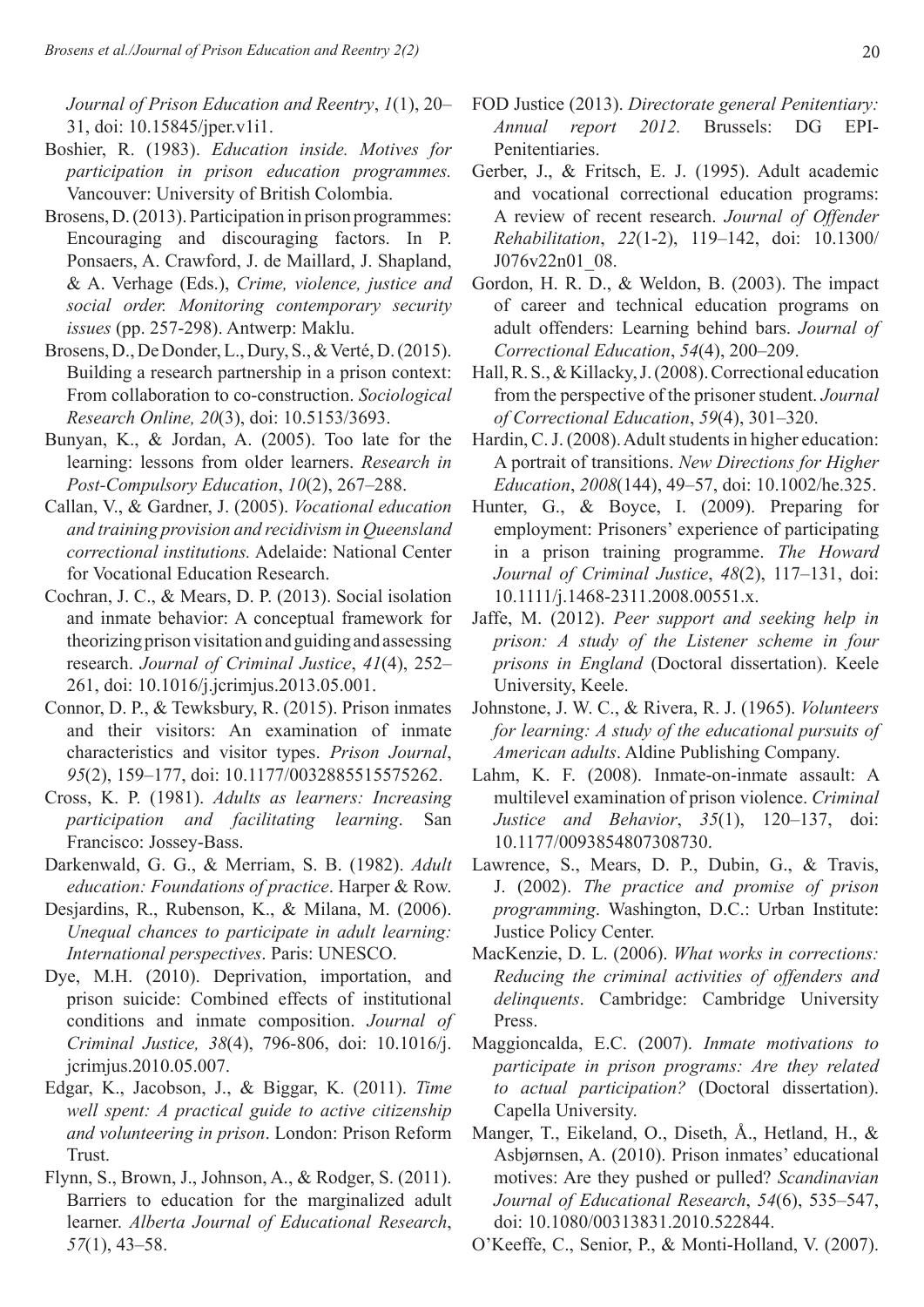*Journal of Prison Education and Reentry*, *1*(1), 20–31, doi: 10.15845/jper.v1i1.

Boshier, R. (1983). *Education inside. Motives for participation in prison education programmes.* Vancouver: University of British Colombia.

Brosens, D. (2013). Participation in prison programmes: Encouraging and discouraging factors. In P. Ponsaers, A. Crawford, J. de Maillard, J. Shapland, & A. Verhage (Eds.), *Crime, violence, justice and social order. Monitoring contemporary security issues* (pp. 257-298). Antwerp: Maklu.

Brosens, D., De Donder, L., Dury, S., & Verté, D. (2015). Building a research partnership in a prison context: From collaboration to co-construction. *Sociological Research Online, 20*(3), doi: 10.5153/3693.

Bunyan, K., & Jordan, A. (2005). Too late for the learning: lessons from older learners. *Research in Post-Compulsory Education*, *10*(2), 267–288.

Callan, V., & Gardner, J. (2005). *Vocational education and training provision and recidivism in Queensland correctional institutions.* Adelaide: National Center for Vocational Education Research.

Cochran, J. C., & Mears, D. P. (2013). Social isolation and inmate behavior: A conceptual framework for theorizing prison visitation and guiding and assessing research. *Journal of Criminal Justice*, *41*(4), 252–261, doi: 10.1016/j.jcrimjus.2013.05.001.

Connor, D. P., & Tewksbury, R. (2015). Prison inmates and their visitors: An examination of inmate characteristics and visitor types. *Prison Journal*, *95*(2), 159–177, doi: 10.1177/0032885515575262.

Cross, K. P. (1981). *Adults as learners: Increasing participation and facilitating learning*. San Francisco: Jossey-Bass.

Darkenwald, G. G., & Merriam, S. B. (1982). *Adult education: Foundations of practice*. Harper & Row.

Desjardins, R., Rubenson, K., & Milana, M. (2006). *Unequal chances to participate in adult learning: International perspectives*. Paris: UNESCO.

Dye, M.H. (2010). Deprivation, importation, and prison suicide: Combined effects of institutional conditions and inmate composition. *Journal of Criminal Justice, 38*(4), 796-806, doi: 10.1016/j.jcrimjus.2010.05.007.

Edgar, K., Jacobson, J., & Biggar, K. (2011). *Time well spent: A practical guide to active citizenship and volunteering in prison*. London: Prison Reform Trust.

Flynn, S., Brown, J., Johnson, A., & Rodger, S. (2011). Barriers to education for the marginalized adult learner. *Alberta Journal of Educational Research*, *57*(1), 43–58.

FOD Justice (2013). *Directorate general Penitentiary: Annual report 2012.* Brussels: DG EPI-Penitentiaries.

Gerber, J., & Fritsch, E. J. (1995). Adult academic and vocational correctional education programs: A review of recent research. *Journal of Offender Rehabilitation*, *22*(1-2), 119–142, doi: 10.1300/J076v22n01_08.

Gordon, H. R. D., & Weldon, B. (2003). The impact of career and technical education programs on adult offenders: Learning behind bars. *Journal of Correctional Education*, *54*(4), 200–209.

Hall, R. S., & Killacky, J. (2008). Correctional education from the perspective of the prisoner student. *Journal of Correctional Education*, *59*(4), 301–320.

Hardin, C. J. (2008). Adult students in higher education: A portrait of transitions. *New Directions for Higher Education*, *2008*(144), 49–57, doi: 10.1002/he.325.

Hunter, G., & Boyce, I. (2009). Preparing for employment: Prisoners' experience of participating in a prison training programme. *The Howard Journal of Criminal Justice*, *48*(2), 117–131, doi: 10.1111/j.1468-2311.2008.00551.x.

Jaffe, M. (2012). *Peer support and seeking help in prison: A study of the Listener scheme in four prisons in England* (Doctoral dissertation). Keele University, Keele.

Johnstone, J. W. C., & Rivera, R. J. (1965). *Volunteers for learning: A study of the educational pursuits of American adults*. Aldine Publishing Company.

Lahm, K. F. (2008). Inmate-on-inmate assault: A multilevel examination of prison violence. *Criminal Justice and Behavior*, *35*(1), 120–137, doi: 10.1177/0093854807308730.

Lawrence, S., Mears, D. P., Dubin, G., & Travis, J. (2002). *The practice and promise of prison programming*. Washington, D.C.: Urban Institute: Justice Policy Center.

MacKenzie, D. L. (2006). *What works in corrections: Reducing the criminal activities of offenders and delinquents*. Cambridge: Cambridge University Press.

Maggioncalda, E.C. (2007). *Inmate motivations to participate in prison programs: Are they related to actual participation?* (Doctoral dissertation). Capella University.

Manger, T., Eikeland, O., Diseth, Å., Hetland, H., & Asbjørnsen, A. (2010). Prison inmates' educational motives: Are they pushed or pulled? *Scandinavian Journal of Educational Research*, *54*(6), 535–547, doi: 10.1080/00313831.2010.522844.

O'Keeffe, C., Senior, P., & Monti-Holland, V. (2007).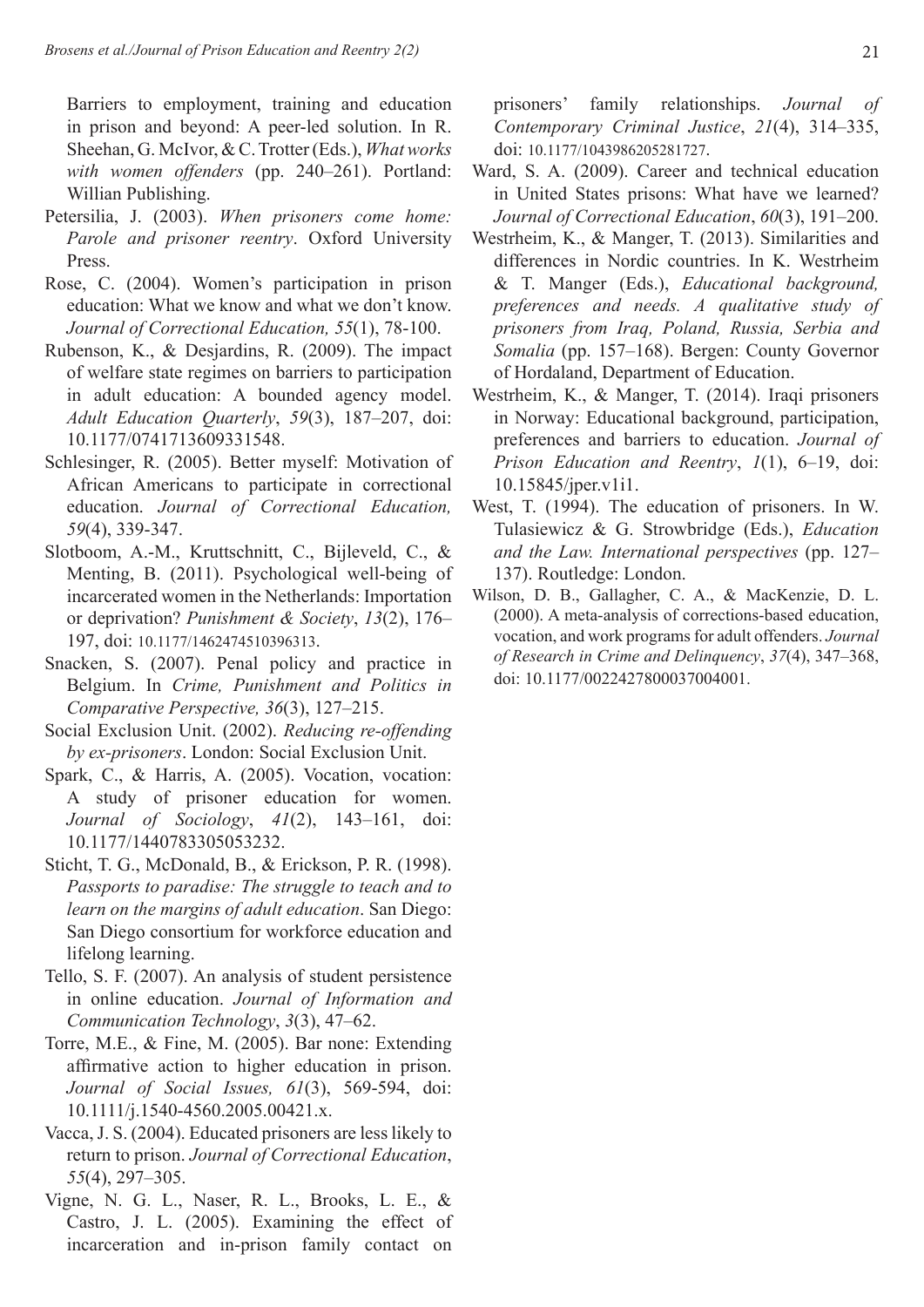Barriers to employment, training and education in prison and beyond: A peer-led solution. In R. Sheehan, G. McIvor, & C. Trotter (Eds.), *What works with women offenders* (pp. 240–261). Portland: Willian Publishing.

Petersilia, J. (2003). *When prisoners come home: Parole and prisoner reentry*. Oxford University Press.

Rose, C. (2004). Women's participation in prison education: What we know and what we don't know. *Journal of Correctional Education, 55*(1), 78-100.

Rubenson, K., & Desjardins, R. (2009). The impact of welfare state regimes on barriers to participation in adult education: A bounded agency model. *Adult Education Quarterly*, *59*(3), 187–207, doi: 10.1177/0741713609331548.

Schlesinger, R. (2005). Better myself: Motivation of African Americans to participate in correctional education. *Journal of Correctional Education, 59*(4), 339-347.

Slotboom, A.-M., Kruttschnitt, C., Bijleveld, C., & Menting, B. (2011). Psychological well-being of incarcerated women in the Netherlands: Importation or deprivation? *Punishment & Society*, *13*(2), 176–197, doi: 10.1177/1462474510396313.

Snacken, S. (2007). Penal policy and practice in Belgium. In *Crime, Punishment and Politics in Comparative Perspective, 36*(3), 127–215.

Social Exclusion Unit. (2002). *Reducing re-offending by ex-prisoners*. London: Social Exclusion Unit.

Spark, C., & Harris, A. (2005). Vocation, vocation: A study of prisoner education for women. *Journal of Sociology*, *41*(2), 143–161, doi: 10.1177/1440783305053232.

Sticht, T. G., McDonald, B., & Erickson, P. R. (1998). *Passports to paradise: The struggle to teach and to learn on the margins of adult education*. San Diego: San Diego consortium for workforce education and lifelong learning.

Tello, S. F. (2007). An analysis of student persistence in online education. *Journal of Information and Communication Technology*, *3*(3), 47–62.

Torre, M.E., & Fine, M. (2005). Bar none: Extending affirmative action to higher education in prison. *Journal of Social Issues, 61*(3), 569-594, doi: 10.1111/j.1540-4560.2005.00421.x.

Vacca, J. S. (2004). Educated prisoners are less likely to return to prison. *Journal of Correctional Education*, *55*(4), 297–305.

Vigne, N. G. L., Naser, R. L., Brooks, L. E., & Castro, J. L. (2005). Examining the effect of incarceration and in-prison family contact on prisoners' family relationships. *Journal of Contemporary Criminal Justice*, *21*(4), 314–335, doi: 10.1177/1043986205281727.

Ward, S. A. (2009). Career and technical education in United States prisons: What have we learned? *Journal of Correctional Education*, *60*(3), 191–200.

Westrheim, K., & Manger, T. (2013). Similarities and differences in Nordic countries. In K. Westrheim & T. Manger (Eds.), *Educational background, preferences and needs. A qualitative study of prisoners from Iraq, Poland, Russia, Serbia and Somalia* (pp. 157–168). Bergen: County Governor of Hordaland, Department of Education.

Westrheim, K., & Manger, T. (2014). Iraqi prisoners in Norway: Educational background, participation, preferences and barriers to education. *Journal of Prison Education and Reentry*, *1*(1), 6–19, doi: 10.15845/jper.v1i1.

West, T. (1994). The education of prisoners. In W. Tulasiewicz & G. Strowbridge (Eds.), *Education and the Law. International perspectives* (pp. 127–137). Routledge: London.

Wilson, D. B., Gallagher, C. A., & MacKenzie, D. L. (2000). A meta-analysis of corrections-based education, vocation, and work programs for adult offenders. *Journal of Research in Crime and Delinquency*, *37*(4), 347–368, doi: 10.1177/0022427800037004001.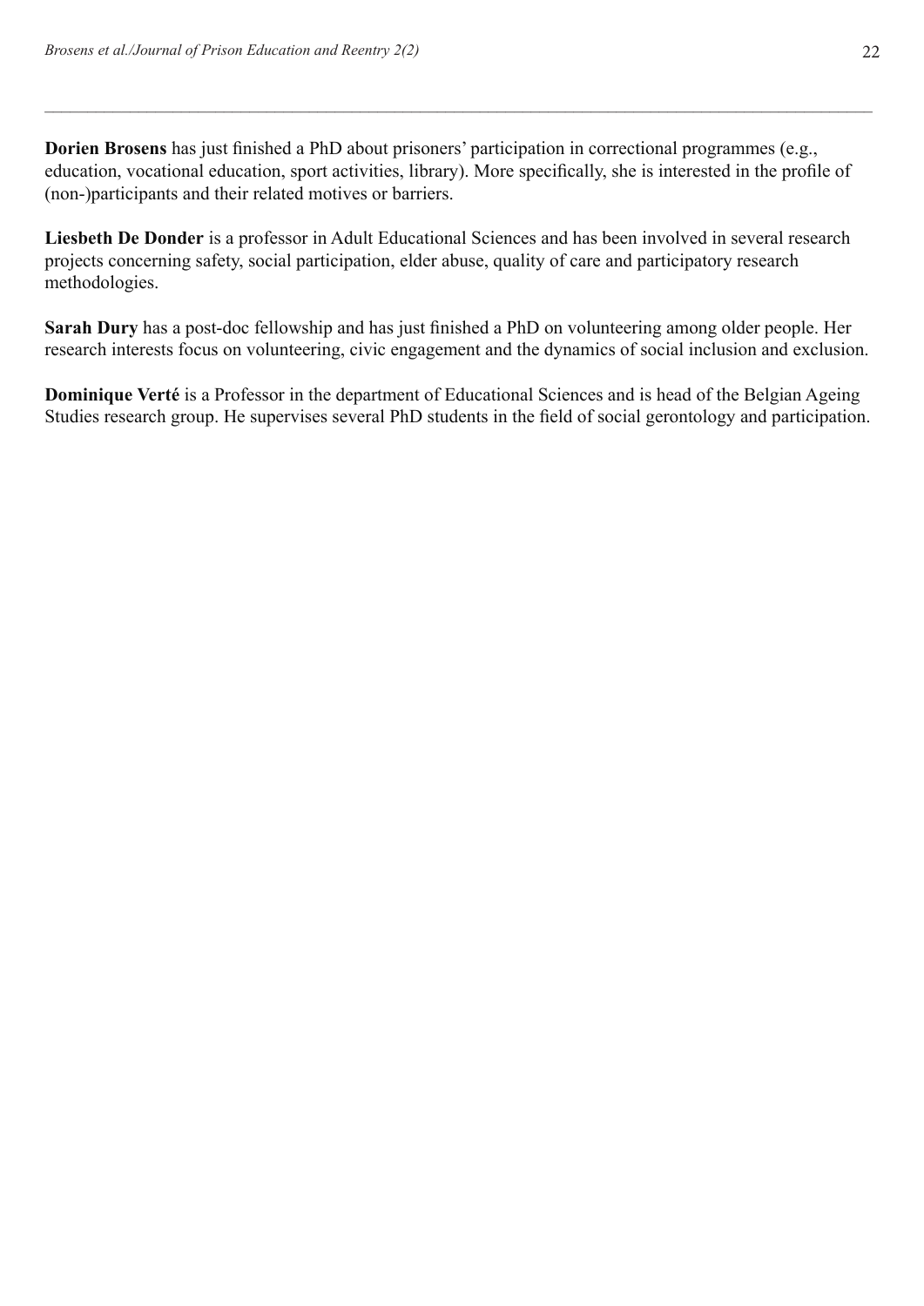**Dorien Brosens** has just finished a PhD about prisoners' participation in correctional programmes (e.g., education, vocational education, sport activities, library). More specifically, she is interested in the profile of (non-)participants and their related motives or barriers.

**Liesbeth De Donder** is a professor in Adult Educational Sciences and has been involved in several research projects concerning safety, social participation, elder abuse, quality of care and participatory research methodologies.

**Sarah Dury** has a post-doc fellowship and has just finished a PhD on volunteering among older people. Her research interests focus on volunteering, civic engagement and the dynamics of social inclusion and exclusion.

**Dominique Verté** is a Professor in the department of Educational Sciences and is head of the Belgian Ageing Studies research group. He supervises several PhD students in the field of social gerontology and participation.